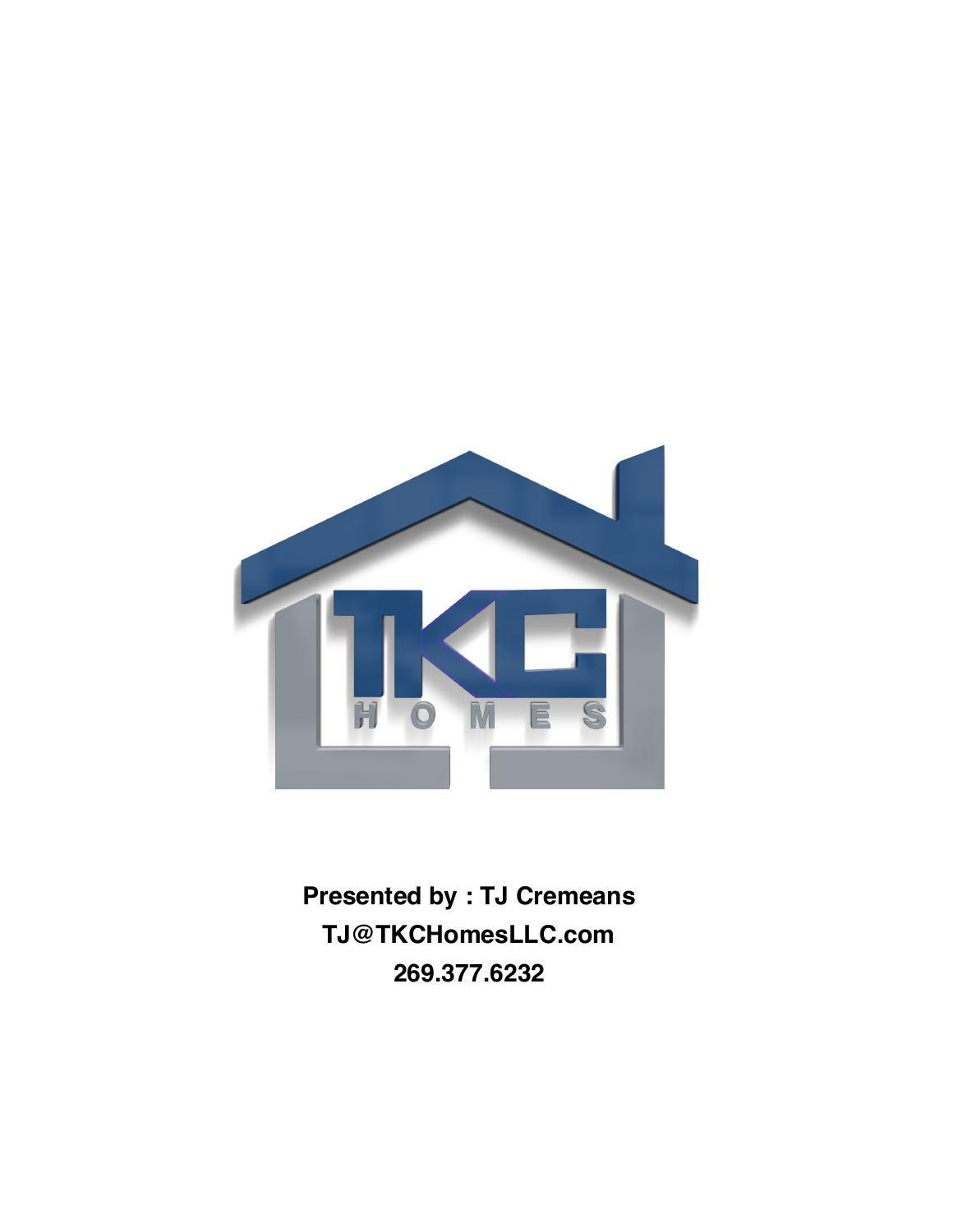TKC HOMES

**Presented by : TJ Cremeans**

**TJ@TKCHomesLLC.com**

**269.377.6232**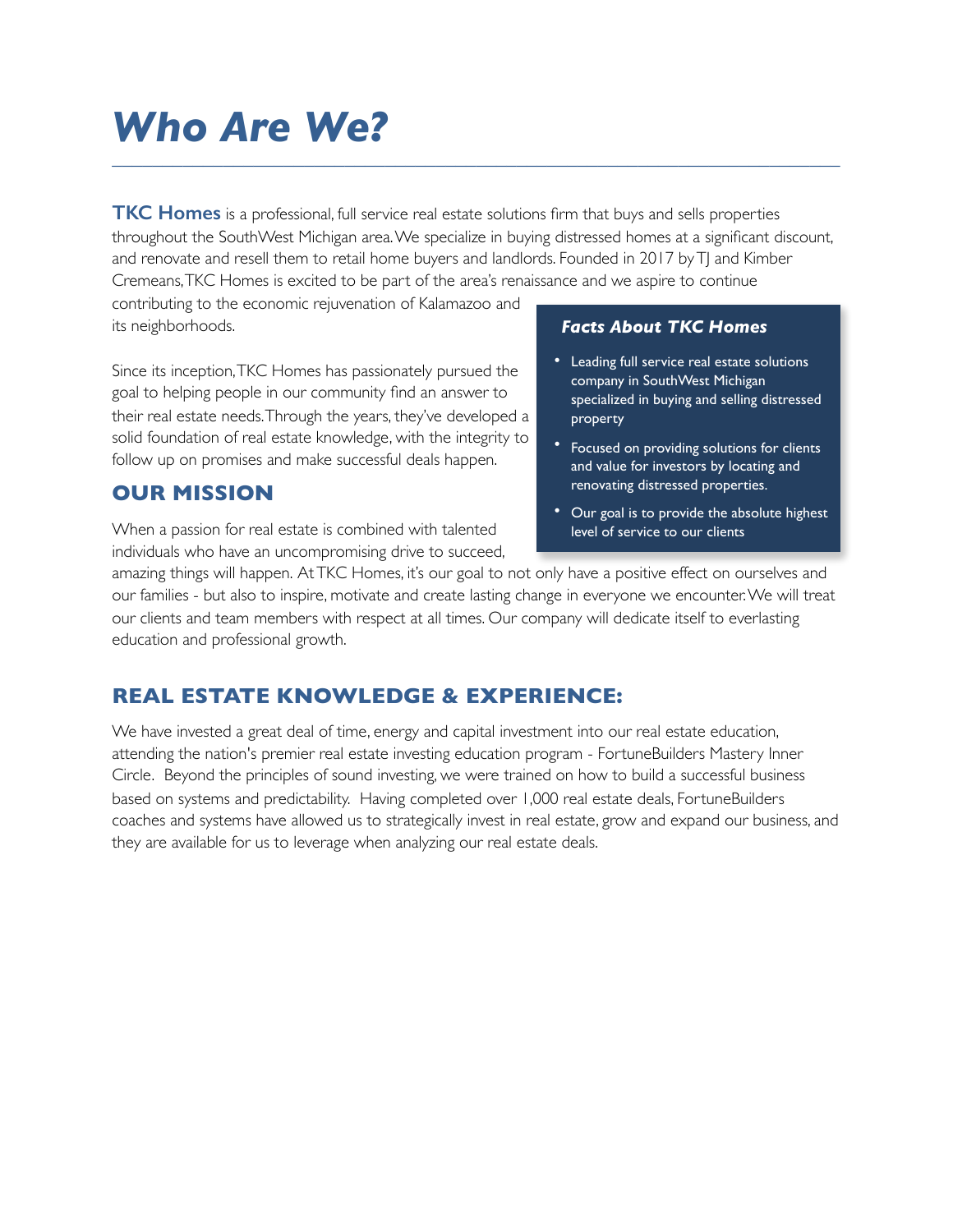# *Who Are We?*

**TKC Homes** is a professional, full service real estate solutions firm that buys and sells properties throughout the SouthWest Michigan area. We specialize in buying distressed homes at a significant discount, and renovate and resell them to retail home buyers and landlords. Founded in 2017 by TJ and Kimber Cremeans, TKC Homes is excited to be part of the area's renaissance and we aspire to continue contributing to the economic rejuvenation of Kalamazoo and its neighborhoods.

Since its inception, TKC Homes has passionately pursued the goal to helping people in our community find an answer to their real estate needs. Through the years, they've developed a solid foundation of real estate knowledge, with the integrity to follow up on promises and make successful deals happen.

### *Facts About TKC Homes*

- Leading full service real estate solutions company in SouthWest Michigan specialized in buying and selling distressed property
- Focused on providing solutions for clients and value for investors by locating and renovating distressed properties.
- Our goal is to provide the absolute highest level of service to our clients

## OUR MISSION

When a passion for real estate is combined with talented individuals who have an uncompromising drive to succeed, amazing things will happen. At TKC Homes, it's our goal to not only have a positive effect on ourselves and our families - but also to inspire, motivate and create lasting change in everyone we encounter. We will treat our clients and team members with respect at all times. Our company will dedicate itself to everlasting education and professional growth.

## REAL ESTATE KNOWLEDGE & EXPERIENCE:

We have invested a great deal of time, energy and capital investment into our real estate education, attending the nation's premier real estate investing education program - FortuneBuilders Mastery Inner Circle. Beyond the principles of sound investing, we were trained on how to build a successful business based on systems and predictability. Having completed over 1,000 real estate deals, FortuneBuilders coaches and systems have allowed us to strategically invest in real estate, grow and expand our business, and they are available for us to leverage when analyzing our real estate deals.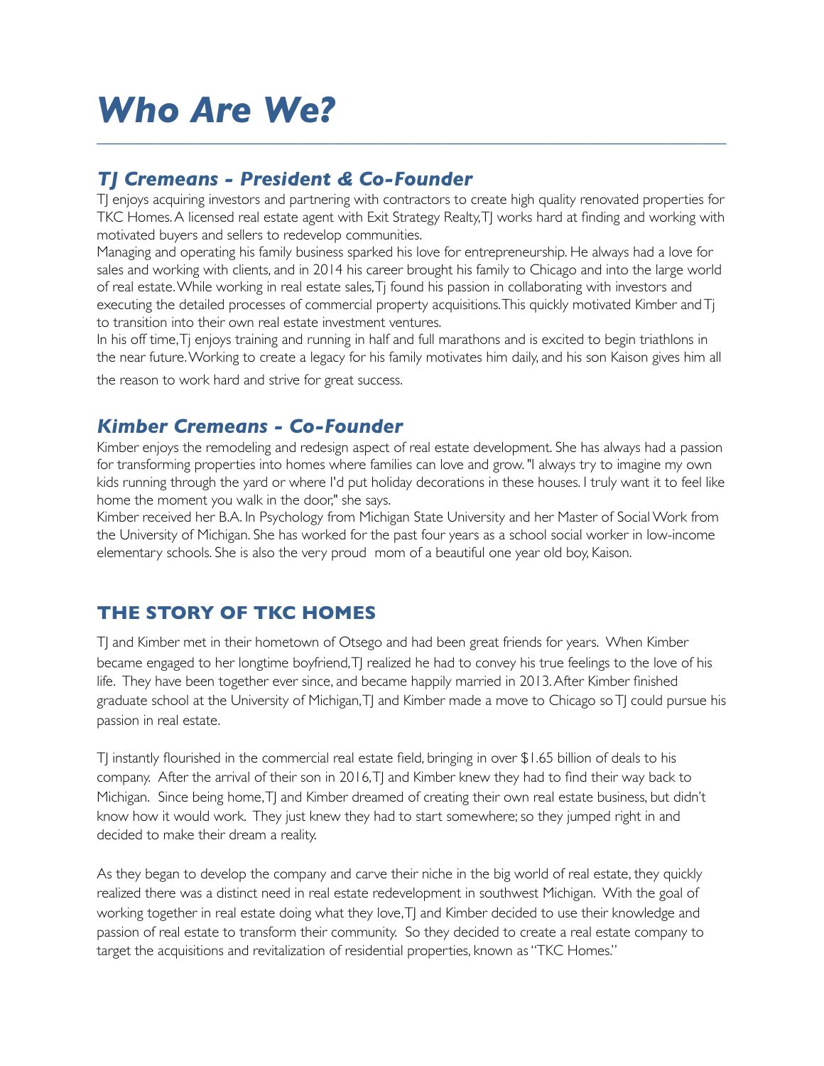# *Who Are We?*

---

## *TJ Cremeans - President & Co-Founder*

TJ enjoys acquiring investors and partnering with contractors to create high quality renovated properties for TKC Homes. A licensed real estate agent with Exit Strategy Realty, TJ works hard at finding and working with motivated buyers and sellers to redevelop communities.

Managing and operating his family business sparked his love for entrepreneurship. He always had a love for sales and working with clients, and in 2014 his career brought his family to Chicago and into the large world of real estate. While working in real estate sales, Tj found his passion in collaborating with investors and executing the detailed processes of commercial property acquisitions. This quickly motivated Kimber and Tj to transition into their own real estate investment ventures.

In his off time, Tj enjoys training and running in half and full marathons and is excited to begin triathlons in the near future. Working to create a legacy for his family motivates him daily, and his son Kaison gives him all the reason to work hard and strive for great success.

## *Kimber Cremeans - Co-Founder*

Kimber enjoys the remodeling and redesign aspect of real estate development. She has always had a passion for transforming properties into homes where families can love and grow. "I always try to imagine my own kids running through the yard or where I'd put holiday decorations in these houses. I truly want it to feel like home the moment you walk in the door," she says.

Kimber received her B.A. In Psychology from Michigan State University and her Master of Social Work from the University of Michigan. She has worked for the past four years as a school social worker in low-income elementary schools. She is also the very proud mom of a beautiful one year old boy, Kaison.

## THE STORY OF TKC HOMES

TJ and Kimber met in their hometown of Otsego and had been great friends for years. When Kimber became engaged to her longtime boyfriend, TJ realized he had to convey his true feelings to the love of his life. They have been together ever since, and became happily married in 2013. After Kimber finished graduate school at the University of Michigan, TJ and Kimber made a move to Chicago so TJ could pursue his passion in real estate.

TJ instantly flourished in the commercial real estate field, bringing in over $1.65 billion of deals to his company. After the arrival of their son in 2016, TJ and Kimber knew they had to find their way back to Michigan. Since being home, TJ and Kimber dreamed of creating their own real estate business, but didn't know how it would work. They just knew they had to start somewhere; so they jumped right in and decided to make their dream a reality.

As they began to develop the company and carve their niche in the big world of real estate, they quickly realized there was a distinct need in real estate redevelopment in southwest Michigan. With the goal of working together in real estate doing what they love, TJ and Kimber decided to use their knowledge and passion of real estate to transform their community. So they decided to create a real estate company to target the acquisitions and revitalization of residential properties, known as "TKC Homes."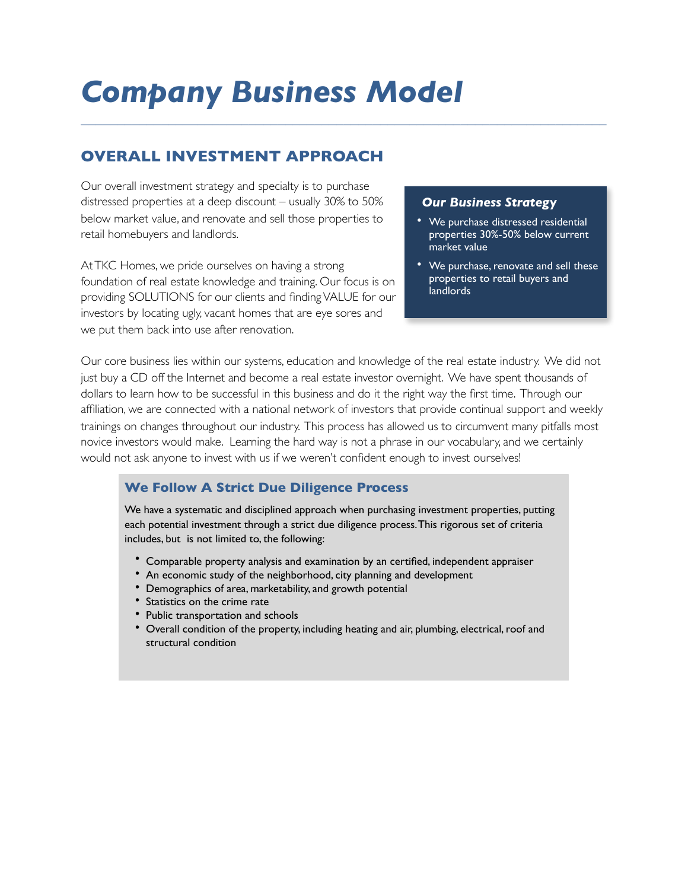# Company Business Model

## OVERALL INVESTMENT APPROACH

Our overall investment strategy and specialty is to purchase distressed properties at a deep discount – usually 30% to 50% below market value, and renovate and sell those properties to retail homebuyers and landlords.

At TKC Homes, we pride ourselves on having a strong foundation of real estate knowledge and training. Our focus is on providing SOLUTIONS for our clients and finding VALUE for our investors by locating ugly, vacant homes that are eye sores and we put them back into use after renovation.

### *Our Business Strategy*

- We purchase distressed residential properties 30%-50% below current market value
- We purchase, renovate and sell these properties to retail buyers and landlords

Our core business lies within our systems, education and knowledge of the real estate industry. We did not just buy a CD off the Internet and become a real estate investor overnight. We have spent thousands of dollars to learn how to be successful in this business and do it the right way the first time. Through our affiliation, we are connected with a national network of investors that provide continual support and weekly trainings on changes throughout our industry. This process has allowed us to circumvent many pitfalls most novice investors would make. Learning the hard way is not a phrase in our vocabulary, and we certainly would not ask anyone to invest with us if we weren't confident enough to invest ourselves!

### We Follow A Strict Due Diligence Process

We have a systematic and disciplined approach when purchasing investment properties, putting each potential investment through a strict due diligence process. This rigorous set of criteria includes, but is not limited to, the following:

- Comparable property analysis and examination by an certified, independent appraiser
- An economic study of the neighborhood, city planning and development
- Demographics of area, marketability, and growth potential
- Statistics on the crime rate
- Public transportation and schools
- Overall condition of the property, including heating and air, plumbing, electrical, roof and structural condition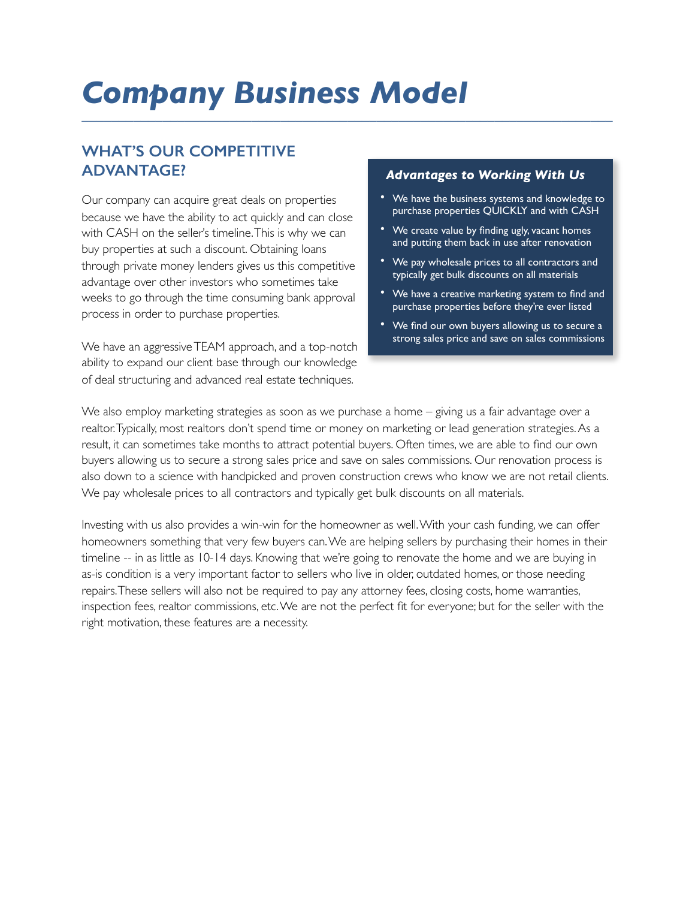# *Company Business Model*

## WHAT'S OUR COMPETITIVE ADVANTAGE?

Our company can acquire great deals on properties because we have the ability to act quickly and can close with CASH on the seller's timeline. This is why we can buy properties at such a discount. Obtaining loans through private money lenders gives us this competitive advantage over other investors who sometimes take weeks to go through the time consuming bank approval process in order to purchase properties.

We have an aggressive TEAM approach, and a top-notch ability to expand our client base through our knowledge of deal structuring and advanced real estate techniques.

### *Advantages to Working With Us*

- We have the business systems and knowledge to purchase properties QUICKLY and with CASH
- We create value by finding ugly, vacant homes and putting them back in use after renovation
- We pay wholesale prices to all contractors and typically get bulk discounts on all materials
- We have a creative marketing system to find and purchase properties before they're ever listed
- We find our own buyers allowing us to secure a strong sales price and save on sales commissions

We also employ marketing strategies as soon as we purchase a home – giving us a fair advantage over a realtor. Typically, most realtors don't spend time or money on marketing or lead generation strategies. As a result, it can sometimes take months to attract potential buyers. Often times, we are able to find our own buyers allowing us to secure a strong sales price and save on sales commissions. Our renovation process is also down to a science with handpicked and proven construction crews who know we are not retail clients. We pay wholesale prices to all contractors and typically get bulk discounts on all materials.

Investing with us also provides a win-win for the homeowner as well. With your cash funding, we can offer homeowners something that very few buyers can. We are helping sellers by purchasing their homes in their timeline -- in as little as 10-14 days. Knowing that we're going to renovate the home and we are buying in as-is condition is a very important factor to sellers who live in older, outdated homes, or those needing repairs. These sellers will also not be required to pay any attorney fees, closing costs, home warranties, inspection fees, realtor commissions, etc. We are not the perfect fit for everyone; but for the seller with the right motivation, these features are a necessity.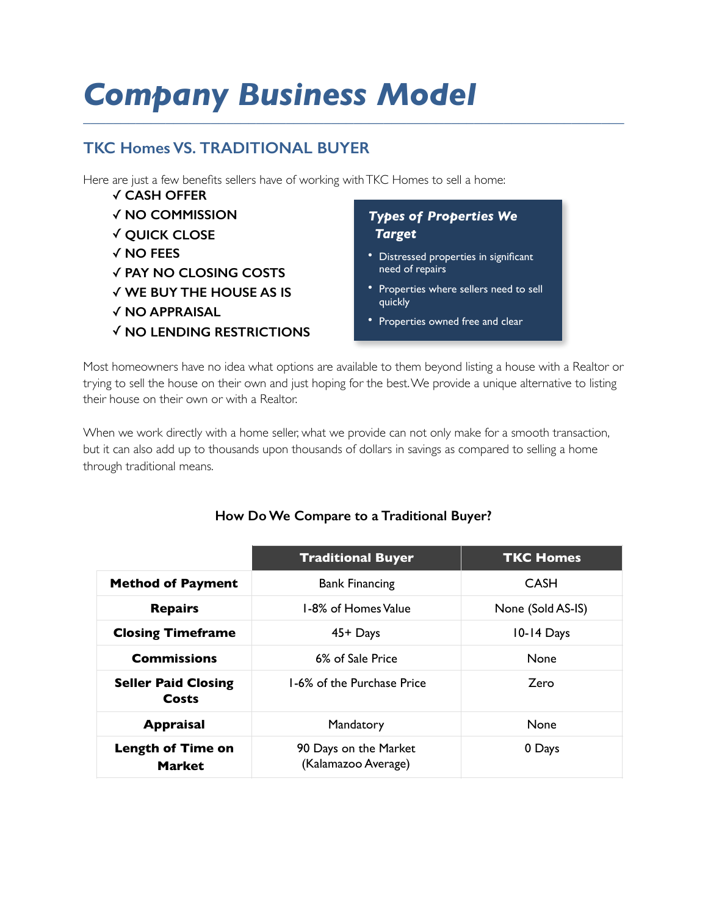# *Company Business Model*

## TKC Homes VS. TRADITIONAL BUYER

Here are just a few benefits sellers have of working with TKC Homes to sell a home:

- ✓ CASH OFFER
- ✓ NO COMMISSION
- ✓ QUICK CLOSE
- ✓ NO FEES
- ✓ PAY NO CLOSING COSTS
- ✓ WE BUY THE HOUSE AS IS
- ✓ NO APPRAISAL
- ✓ NO LENDING RESTRICTIONS

### *Types of Properties We Target*

- Distressed properties in significant need of repairs
- Properties where sellers need to sell quickly
- Properties owned free and clear

Most homeowners have no idea what options are available to them beyond listing a house with a Realtor or trying to sell the house on their own and just hoping for the best. We provide a unique alternative to listing their house on their own or with a Realtor.

When we work directly with a home seller, what we provide can not only make for a smooth transaction, but it can also add up to thousands upon thousands of dollars in savings as compared to selling a home through traditional means.

**How Do We Compare to a Traditional Buyer?**

| | Traditional Buyer | TKC Homes |
|---|---|---|
| **Method of Payment** | Bank Financing | CASH |
| **Repairs** | 1-8% of Homes Value | None (Sold AS-IS) |
| **Closing Timeframe** | 45+ Days | 10-14 Days |
| **Commissions** | 6% of Sale Price | None |
| **Seller Paid Closing Costs** | 1-6% of the Purchase Price | Zero |
| **Appraisal** | Mandatory | None |
| **Length of Time on Market** | 90 Days on the Market (Kalamazoo Average) | 0 Days |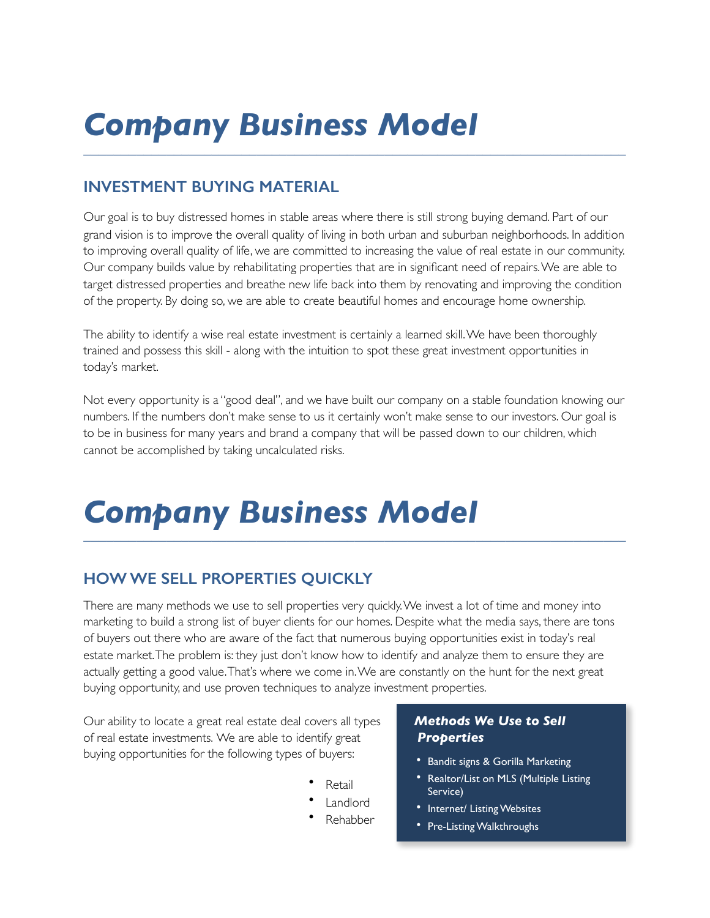# *Company Business Model*

## INVESTMENT BUYING MATERIAL

Our goal is to buy distressed homes in stable areas where there is still strong buying demand. Part of our grand vision is to improve the overall quality of living in both urban and suburban neighborhoods. In addition to improving overall quality of life, we are committed to increasing the value of real estate in our community. Our company builds value by rehabilitating properties that are in significant need of repairs. We are able to target distressed properties and breathe new life back into them by renovating and improving the condition of the property. By doing so, we are able to create beautiful homes and encourage home ownership.

The ability to identify a wise real estate investment is certainly a learned skill. We have been thoroughly trained and possess this skill - along with the intuition to spot these great investment opportunities in today's market.

Not every opportunity is a "good deal", and we have built our company on a stable foundation knowing our numbers. If the numbers don't make sense to us it certainly won't make sense to our investors. Our goal is to be in business for many years and brand a company that will be passed down to our children, which cannot be accomplished by taking uncalculated risks.

# *Company Business Model*

## HOW WE SELL PROPERTIES QUICKLY

There are many methods we use to sell properties very quickly. We invest a lot of time and money into marketing to build a strong list of buyer clients for our homes. Despite what the media says, there are tons of buyers out there who are aware of the fact that numerous buying opportunities exist in today's real estate market. The problem is: they just don't know how to identify and analyze them to ensure they are actually getting a good value. That's where we come in. We are constantly on the hunt for the next great buying opportunity, and use proven techniques to analyze investment properties.

Our ability to locate a great real estate deal covers all types of real estate investments. We are able to identify great buying opportunities for the following types of buyers:

- Retail
- Landlord
- Rehabber

### *Methods We Use to Sell Properties*

- Bandit signs & Gorilla Marketing
- Realtor/List on MLS (Multiple Listing Service)
- Internet/ Listing Websites
- Pre-Listing Walkthroughs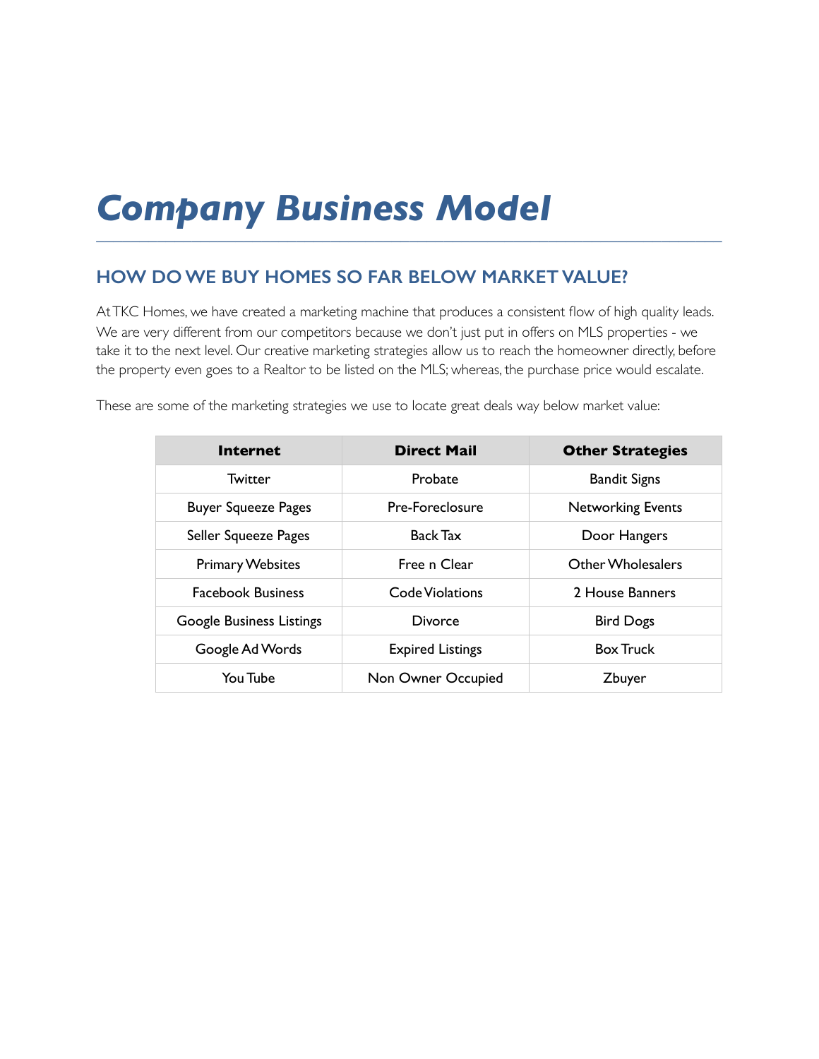# Company Business Model

## HOW DO WE BUY HOMES SO FAR BELOW MARKET VALUE?

At TKC Homes, we have created a marketing machine that produces a consistent flow of high quality leads. We are very different from our competitors because we don't just put in offers on MLS properties - we take it to the next level. Our creative marketing strategies allow us to reach the homeowner directly, before the property even goes to a Realtor to be listed on the MLS; whereas, the purchase price would escalate.

These are some of the marketing strategies we use to locate great deals way below market value:

| Internet | Direct Mail | Other Strategies |
|---|---|---|
| Twitter | Probate | Bandit Signs |
| Buyer Squeeze Pages | Pre-Foreclosure | Networking Events |
| Seller Squeeze Pages | Back Tax | Door Hangers |
| Primary Websites | Free n Clear | Other Wholesalers |
| Facebook Business | Code Violations | 2 House Banners |
| Google Business Listings | Divorce | Bird Dogs |
| Google Ad Words | Expired Listings | Box Truck |
| You Tube | Non Owner Occupied | Zbuyer |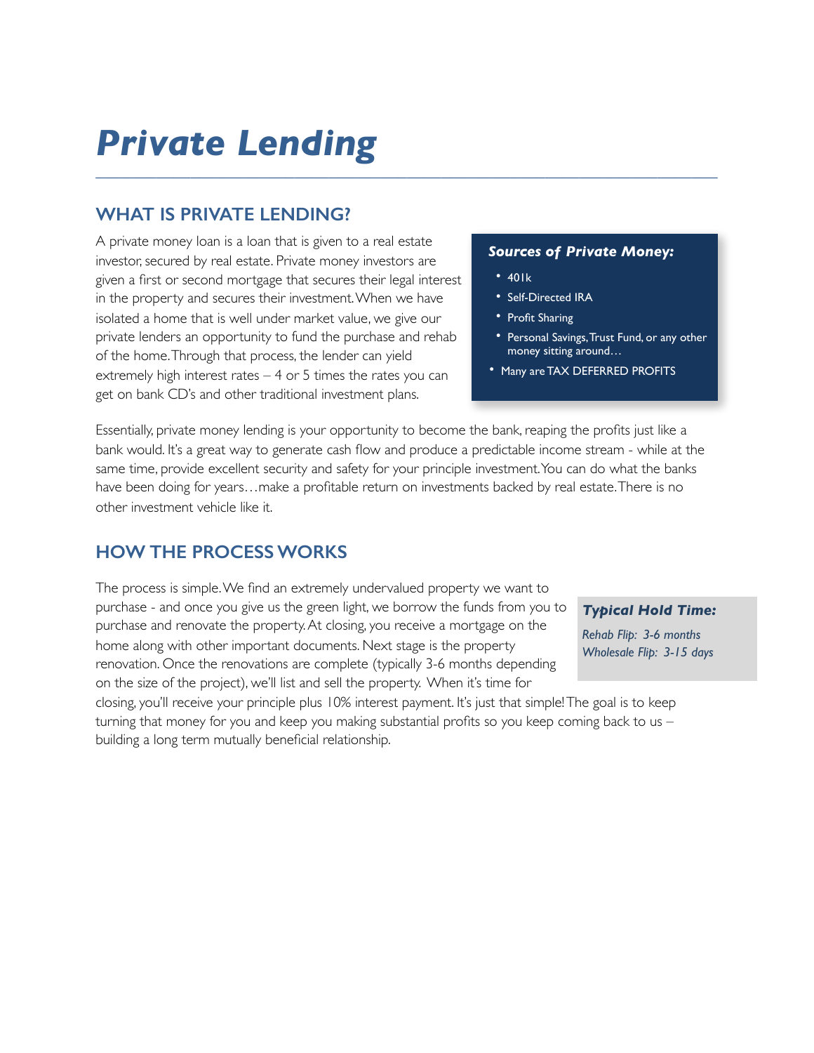# *Private Lending*

## WHAT IS PRIVATE LENDING?

A private money loan is a loan that is given to a real estate investor, secured by real estate. Private money investors are given a first or second mortgage that secures their legal interest in the property and secures their investment. When we have isolated a home that is well under market value, we give our private lenders an opportunity to fund the purchase and rehab of the home. Through that process, the lender can yield extremely high interest rates – 4 or 5 times the rates you can get on bank CD's and other traditional investment plans.

***Sources of Private Money:***

- 401k
- Self-Directed IRA
- Profit Sharing
- Personal Savings, Trust Fund, or any other money sitting around…
- Many are TAX DEFERRED PROFITS

Essentially, private money lending is your opportunity to become the bank, reaping the profits just like a bank would. It's a great way to generate cash flow and produce a predictable income stream - while at the same time, provide excellent security and safety for your principle investment. You can do what the banks have been doing for years…make a profitable return on investments backed by real estate. There is no other investment vehicle like it.

## HOW THE PROCESS WORKS

The process is simple. We find an extremely undervalued property we want to purchase - and once you give us the green light, we borrow the funds from you to purchase and renovate the property. At closing, you receive a mortgage on the home along with other important documents. Next stage is the property renovation. Once the renovations are complete (typically 3-6 months depending on the size of the project), we'll list and sell the property. When it's time for closing, you'll receive your principle plus 10% interest payment. It's just that simple! The goal is to keep turning that money for you and keep you making substantial profits so you keep coming back to us – building a long term mutually beneficial relationship.

***Typical Hold Time:***

*Rehab Flip: 3-6 months*
*Wholesale Flip: 3-15 days*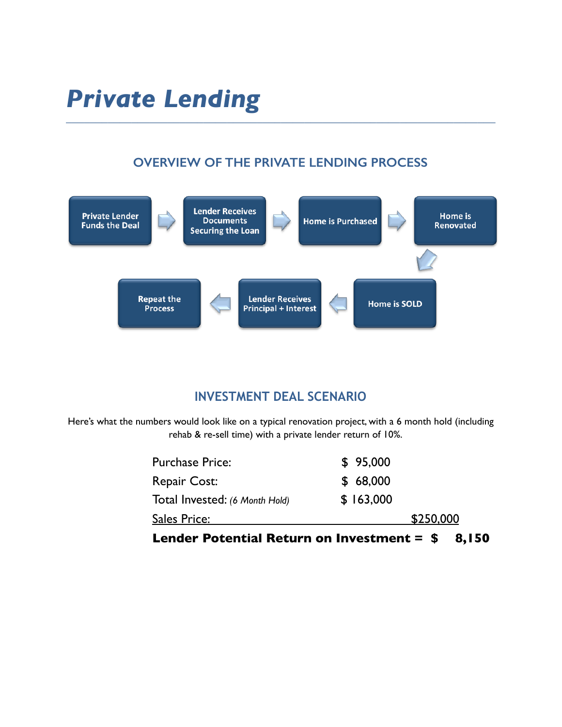# *Private Lending*

## OVERVIEW OF THE PRIVATE LENDING PROCESS

Private Lender Funds the Deal → Lender Receives Documents Securing the Loan → Home is Purchased → Home is Renovated → Home is SOLD → Lender Receives Principal + Interest → Repeat the Process

## INVESTMENT DEAL SCENARIO

Here's what the numbers would look like on a typical renovation project, with a 6 month hold (including rehab & re-sell time) with a private lender return of 10%.

| | |
|---|---|
| Purchase Price: | $ 95,000 |
| Repair Cost: | $ 68,000 |
| Total Invested: *(6 Month Hold)* | $ 163,000 |
| Sales Price: | $250,000 |
| **Lender Potential Return on Investment =** | **$ 8,150** |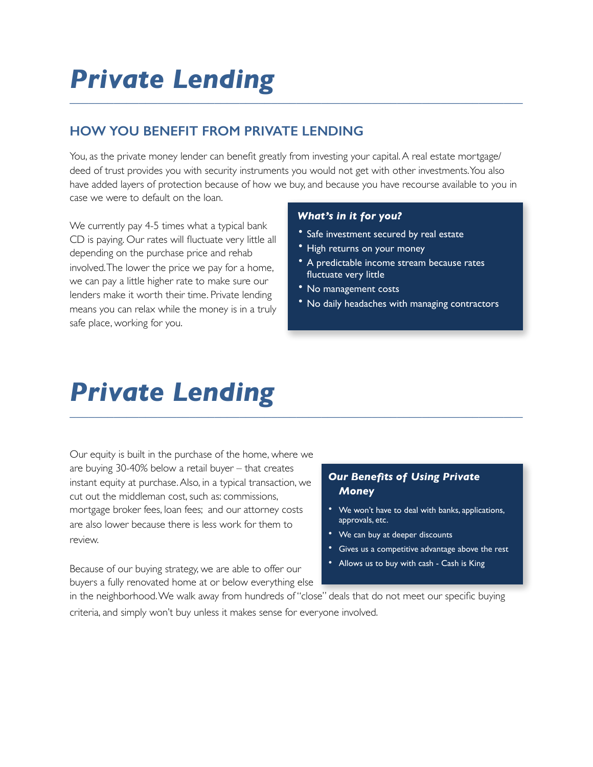# *Private Lending*

## HOW YOU BENEFIT FROM PRIVATE LENDING

You, as the private money lender can benefit greatly from investing your capital. A real estate mortgage/ deed of trust provides you with security instruments you would not get with other investments. You also have added layers of protection because of how we buy, and because you have recourse available to you in case we were to default on the loan.

We currently pay 4-5 times what a typical bank CD is paying. Our rates will fluctuate very little all depending on the purchase price and rehab involved. The lower the price we pay for a home, we can pay a little higher rate to make sure our lenders make it worth their time. Private lending means you can relax while the money is in a truly safe place, working for you.

### *What's in it for you?*

- Safe investment secured by real estate
- High returns on your money
- A predictable income stream because rates fluctuate very little
- No management costs
- No daily headaches with managing contractors

# *Private Lending*

Our equity is built in the purchase of the home, where we are buying 30-40% below a retail buyer – that creates instant equity at purchase. Also, in a typical transaction, we cut out the middleman cost, such as: commissions, mortgage broker fees, loan fees; and our attorney costs are also lower because there is less work for them to review.

Because of our buying strategy, we are able to offer our buyers a fully renovated home at or below everything else in the neighborhood. We walk away from hundreds of "close" deals that do not meet our specific buying criteria, and simply won't buy unless it makes sense for everyone involved.

### *Our Benefits of Using Private Money*

- We won't have to deal with banks, applications, approvals, etc.
- We can buy at deeper discounts
- Gives us a competitive advantage above the rest
- Allows us to buy with cash - Cash is King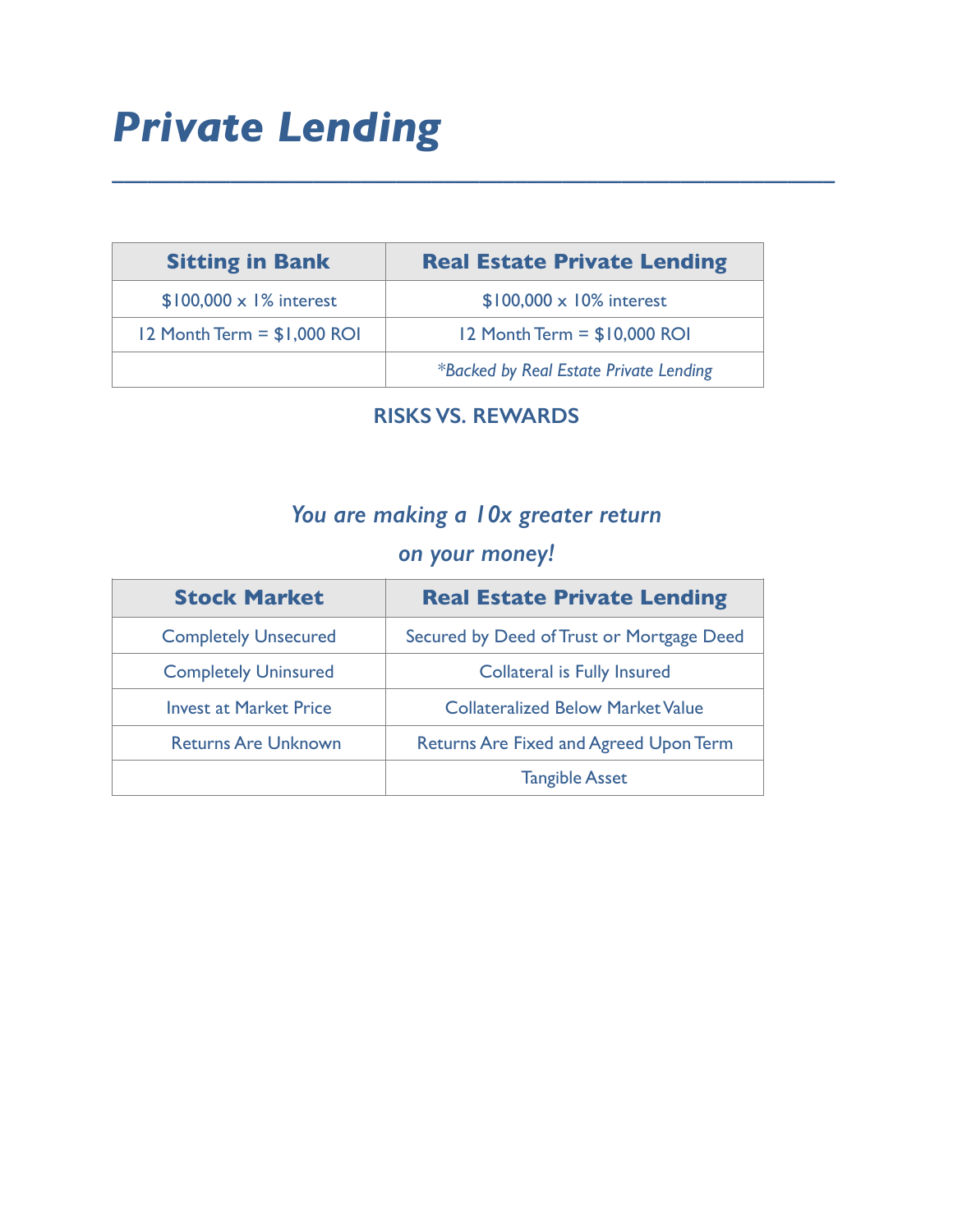# *Private Lending*

---

| Sitting in Bank | Real Estate Private Lending |
|---|---|
| $100,000 x 1% interest | $100,000 x 10% interest |
| 12 Month Term = $1,000 ROI | 12 Month Term = $10,000 ROI |
| | **\*Backed by Real Estate Private Lending** |

**RISKS VS. REWARDS**

***You are making a 10x greater return on your money!***

| Stock Market | Real Estate Private Lending |
|---|---|
| Completely Unsecured | Secured by Deed of Trust or Mortgage Deed |
| Completely Uninsured | Collateral is Fully Insured |
| Invest at Market Price | Collateralized Below Market Value |
| Returns Are Unknown | Returns Are Fixed and Agreed Upon Term |
| | Tangible Asset |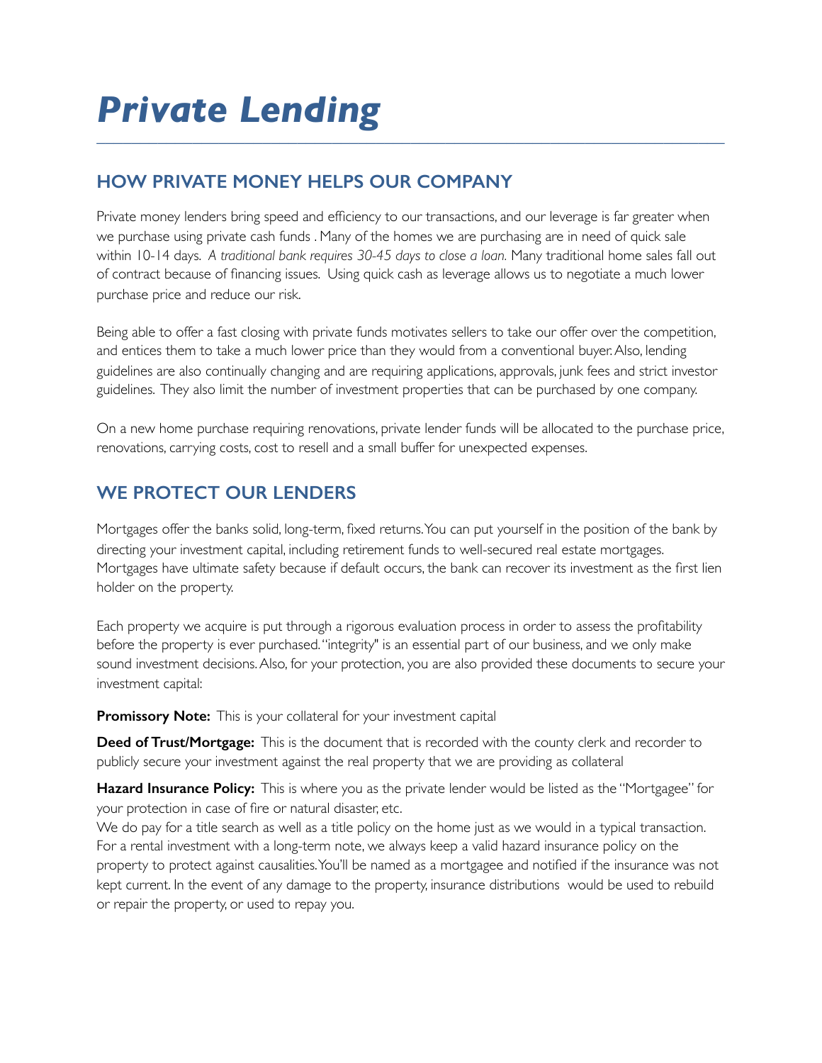# *Private Lending*

---

## HOW PRIVATE MONEY HELPS OUR COMPANY

Private money lenders bring speed and efficiency to our transactions, and our leverage is far greater when we purchase using private cash funds . Many of the homes we are purchasing are in need of quick sale within 10-14 days. *A traditional bank requires 30-45 days to close a loan.* Many traditional home sales fall out of contract because of financing issues. Using quick cash as leverage allows us to negotiate a much lower purchase price and reduce our risk.

Being able to offer a fast closing with private funds motivates sellers to take our offer over the competition, and entices them to take a much lower price than they would from a conventional buyer. Also, lending guidelines are also continually changing and are requiring applications, approvals, junk fees and strict investor guidelines. They also limit the number of investment properties that can be purchased by one company.

On a new home purchase requiring renovations, private lender funds will be allocated to the purchase price, renovations, carrying costs, cost to resell and a small buffer for unexpected expenses.

## WE PROTECT OUR LENDERS

Mortgages offer the banks solid, long-term, fixed returns. You can put yourself in the position of the bank by directing your investment capital, including retirement funds to well-secured real estate mortgages. Mortgages have ultimate safety because if default occurs, the bank can recover its investment as the first lien holder on the property.

Each property we acquire is put through a rigorous evaluation process in order to assess the profitability before the property is ever purchased. "integrity" is an essential part of our business, and we only make sound investment decisions. Also, for your protection, you are also provided these documents to secure your investment capital:

**Promissory Note:** This is your collateral for your investment capital

**Deed of Trust/Mortgage:** This is the document that is recorded with the county clerk and recorder to publicly secure your investment against the real property that we are providing as collateral

**Hazard Insurance Policy:** This is where you as the private lender would be listed as the "Mortgagee" for your protection in case of fire or natural disaster, etc.
We do pay for a title search as well as a title policy on the home just as we would in a typical transaction. For a rental investment with a long-term note, we always keep a valid hazard insurance policy on the property to protect against causalities. You'll be named as a mortgagee and notified if the insurance was not kept current. In the event of any damage to the property, insurance distributions would be used to rebuild or repair the property, or used to repay you.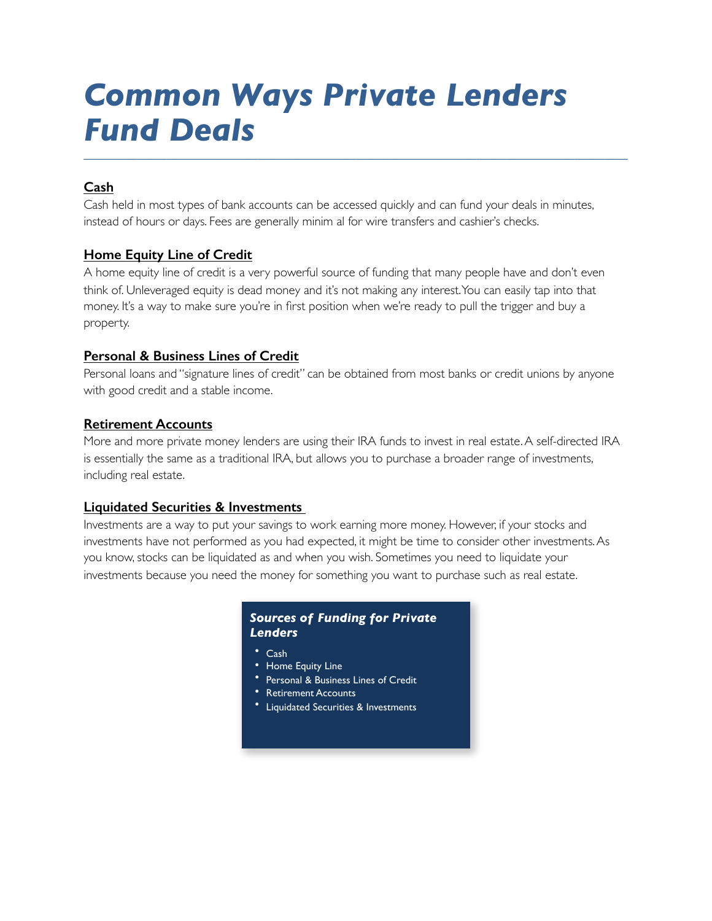# *Common Ways Private Lenders Fund Deals*

---

## Cash

Cash held in most types of bank accounts can be accessed quickly and can fund your deals in minutes, instead of hours or days. Fees are generally minim al for wire transfers and cashier's checks.

## Home Equity Line of Credit

A home equity line of credit is a very powerful source of funding that many people have and don't even think of. Unleveraged equity is dead money and it's not making any interest. You can easily tap into that money. It's a way to make sure you're in first position when we're ready to pull the trigger and buy a property.

## Personal & Business Lines of Credit

Personal loans and "signature lines of credit" can be obtained from most banks or credit unions by anyone with good credit and a stable income.

## Retirement Accounts

More and more private money lenders are using their IRA funds to invest in real estate. A self-directed IRA is essentially the same as a traditional IRA, but allows you to purchase a broader range of investments, including real estate.

## Liquidated Securities & Investments

Investments are a way to put your savings to work earning more money. However, if your stocks and investments have not performed as you had expected, it might be time to consider other investments. As you know, stocks can be liquidated as and when you wish. Sometimes you need to liquidate your investments because you need the money for something you want to purchase such as real estate.

### *Sources of Funding for Private Lenders*

- Cash
- Home Equity Line
- Personal & Business Lines of Credit
- Retirement Accounts
- Liquidated Securities & Investments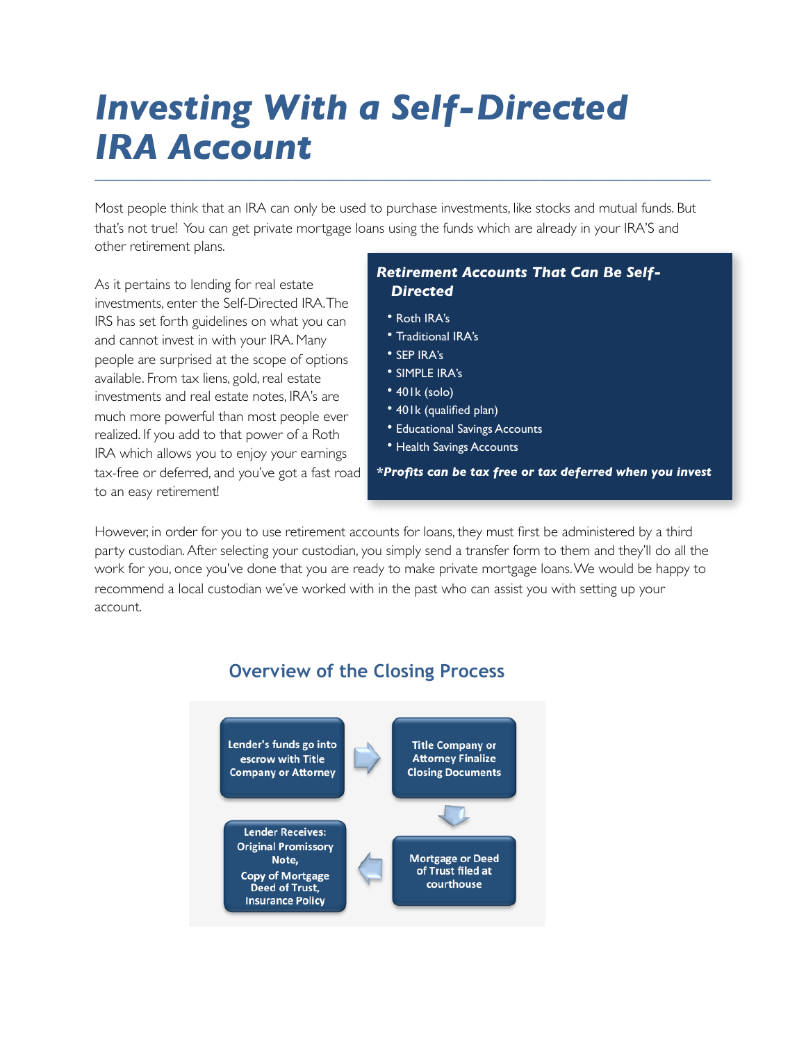# Investing With a Self-Directed IRA Account

Most people think that an IRA can only be used to purchase investments, like stocks and mutual funds. But that's not true! You can get private mortgage loans using the funds which are already in your IRA'S and other retirement plans.

As it pertains to lending for real estate investments, enter the Self-Directed IRA. The IRS has set forth guidelines on what you can and cannot invest in with your IRA. Many people are surprised at the scope of options available. From tax liens, gold, real estate investments and real estate notes, IRA's are much more powerful than most people ever realized. If you add to that power of a Roth IRA which allows you to enjoy your earnings tax-free or deferred, and you've got a fast road to an easy retirement!

### Retirement Accounts That Can Be Self-Directed

- Roth IRA's
- Traditional IRA's
- SEP IRA's
- SIMPLE IRA's
- 401k (solo)
- 401k (qualified plan)
- Educational Savings Accounts
- Health Savings Accounts

***Profits can be tax free or tax deferred when you invest***

However, in order for you to use retirement accounts for loans, they must first be administered by a third party custodian. After selecting your custodian, you simply send a transfer form to them and they'll do all the work for you, once you've done that you are ready to make private mortgage loans. We would be happy to recommend a local custodian we've worked with in the past who can assist you with setting up your account.

## Overview of the Closing Process

1. Lender's funds go into escrow with Title Company or Attorney
2. Title Company or Attorney Finalize Closing Documents
3. Mortgage or Deed of Trust filed at courthouse
4. Lender Receives: Original Promissory Note, Copy of Mortgage Deed of Trust, Insurance Policy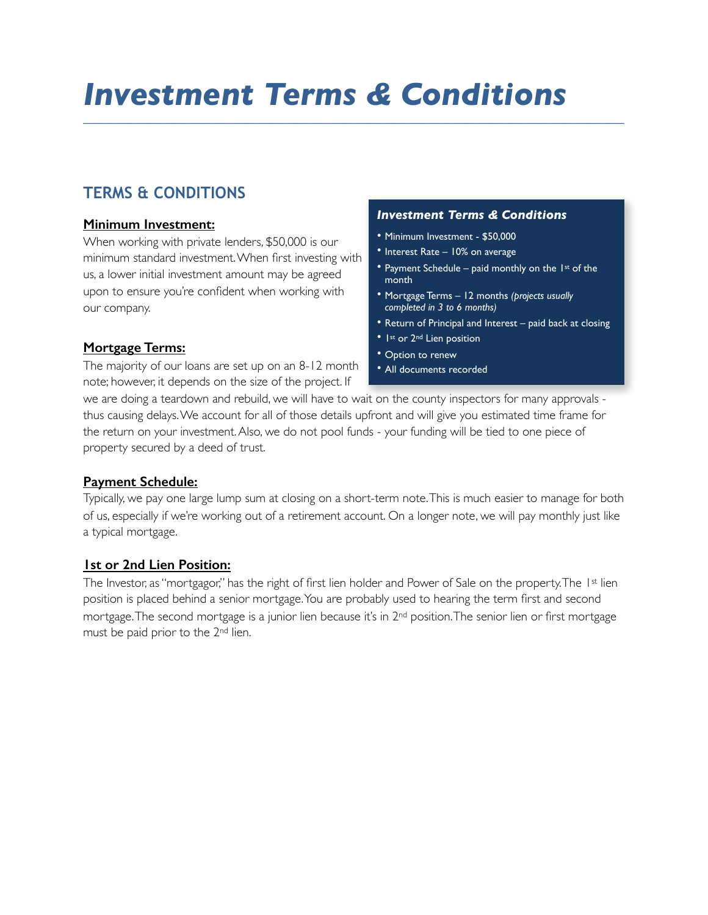# Investment Terms & Conditions

## TERMS & CONDITIONS

**Minimum Investment:**

When working with private lenders, $50,000 is our minimum standard investment. When first investing with us, a lower initial investment amount may be agreed upon to ensure you're confident when working with our company.

**Mortgage Terms:**

The majority of our loans are set up on an 8-12 month note; however, it depends on the size of the project. If we are doing a teardown and rebuild, we will have to wait on the county inspectors for many approvals - thus causing delays. We account for all of those details upfront and will give you estimated time frame for the return on your investment. Also, we do not pool funds - your funding will be tied to one piece of property secured by a deed of trust.

**Payment Schedule:**

Typically, we pay one large lump sum at closing on a short-term note. This is much easier to manage for both of us, especially if we're working out of a retirement account. On a longer note, we will pay monthly just like a typical mortgage.

**1st or 2nd Lien Position:**

The Investor, as "mortgagor," has the right of first lien holder and Power of Sale on the property. The 1st lien position is placed behind a senior mortgage. You are probably used to hearing the term first and second mortgage. The second mortgage is a junior lien because it's in 2nd position. The senior lien or first mortgage must be paid prior to the 2nd lien.

***Investment Terms & Conditions***

- Minimum Investment - $50,000
- Interest Rate – 10% on average
- Payment Schedule – paid monthly on the 1st of the month
- Mortgage Terms – 12 months *(projects usually completed in 3 to 6 months)*
- Return of Principal and Interest – paid back at closing
- 1st or 2nd Lien position
- Option to renew
- All documents recorded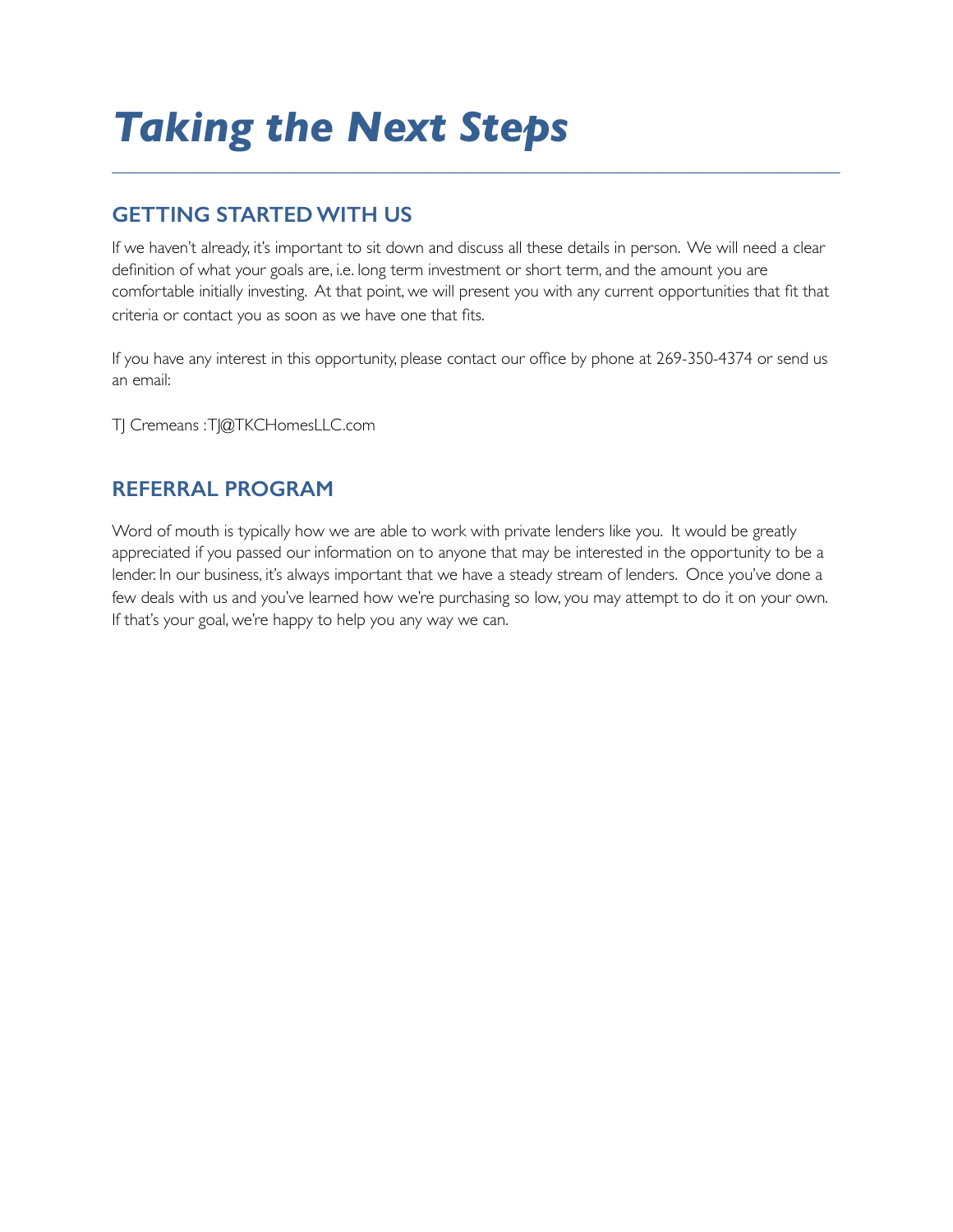# *Taking the Next Steps*

## GETTING STARTED WITH US

If we haven't already, it's important to sit down and discuss all these details in person. We will need a clear definition of what your goals are, i.e. long term investment or short term, and the amount you are comfortable initially investing. At that point, we will present you with any current opportunities that fit that criteria or contact you as soon as we have one that fits.

If you have any interest in this opportunity, please contact our office by phone at 269-350-4374 or send us an email:

TJ Cremeans :TJ@TKCHomesLLC.com

## REFERRAL PROGRAM

Word of mouth is typically how we are able to work with private lenders like you. It would be greatly appreciated if you passed our information on to anyone that may be interested in the opportunity to be a lender. In our business, it's always important that we have a steady stream of lenders. Once you've done a few deals with us and you've learned how we're purchasing so low, you may attempt to do it on your own. If that's your goal, we're happy to help you any way we can.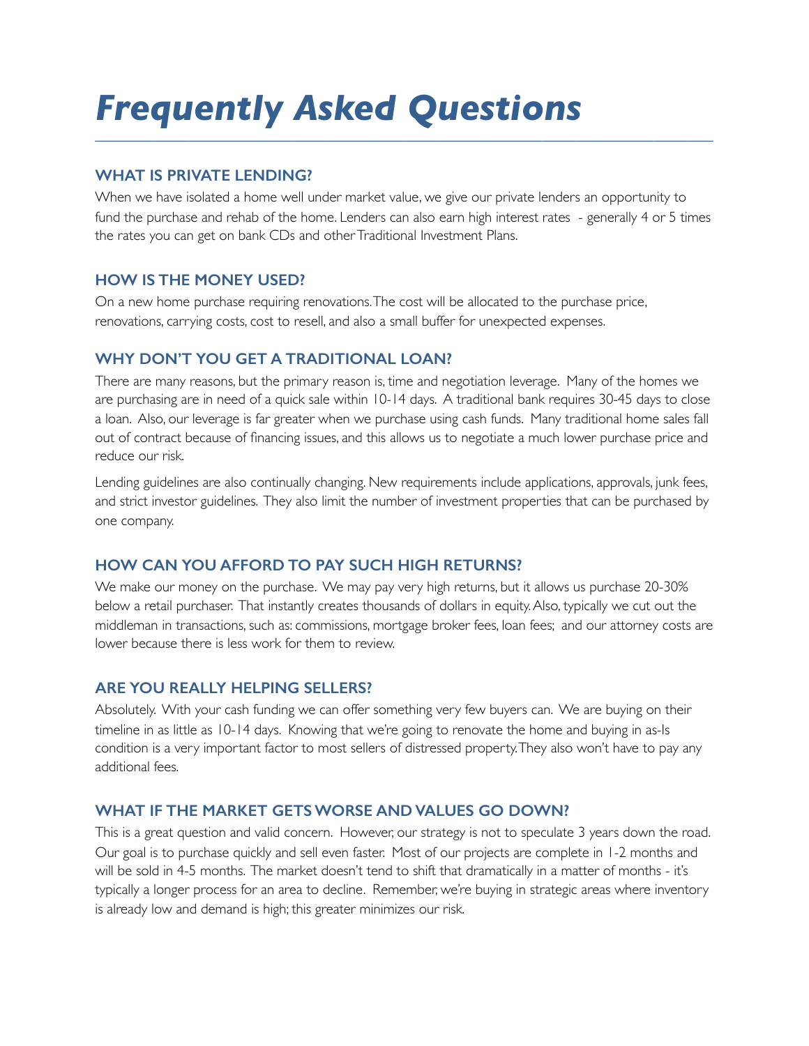# *Frequently Asked Questions*

### WHAT IS PRIVATE LENDING?

When we have isolated a home well under market value, we give our private lenders an opportunity to fund the purchase and rehab of the home. Lenders can also earn high interest rates - generally 4 or 5 times the rates you can get on bank CDs and other Traditional Investment Plans.

### HOW IS THE MONEY USED?

On a new home purchase requiring renovations. The cost will be allocated to the purchase price, renovations, carrying costs, cost to resell, and also a small buffer for unexpected expenses.

### WHY DON'T YOU GET A TRADITIONAL LOAN?

There are many reasons, but the primary reason is, time and negotiation leverage. Many of the homes we are purchasing are in need of a quick sale within 10-14 days. A traditional bank requires 30-45 days to close a loan. Also, our leverage is far greater when we purchase using cash funds. Many traditional home sales fall out of contract because of financing issues, and this allows us to negotiate a much lower purchase price and reduce our risk.

Lending guidelines are also continually changing. New requirements include applications, approvals, junk fees, and strict investor guidelines. They also limit the number of investment properties that can be purchased by one company.

### HOW CAN YOU AFFORD TO PAY SUCH HIGH RETURNS?

We make our money on the purchase. We may pay very high returns, but it allows us purchase 20-30% below a retail purchaser. That instantly creates thousands of dollars in equity. Also, typically we cut out the middleman in transactions, such as: commissions, mortgage broker fees, loan fees; and our attorney costs are lower because there is less work for them to review.

### ARE YOU REALLY HELPING SELLERS?

Absolutely. With your cash funding we can offer something very few buyers can. We are buying on their timeline in as little as 10-14 days. Knowing that we're going to renovate the home and buying in as-Is condition is a very important factor to most sellers of distressed property. They also won't have to pay any additional fees.

### WHAT IF THE MARKET GETS WORSE AND VALUES GO DOWN?

This is a great question and valid concern. However, our strategy is not to speculate 3 years down the road. Our goal is to purchase quickly and sell even faster. Most of our projects are complete in 1-2 months and will be sold in 4-5 months. The market doesn't tend to shift that dramatically in a matter of months - it's typically a longer process for an area to decline. Remember, we're buying in strategic areas where inventory is already low and demand is high; this greater minimizes our risk.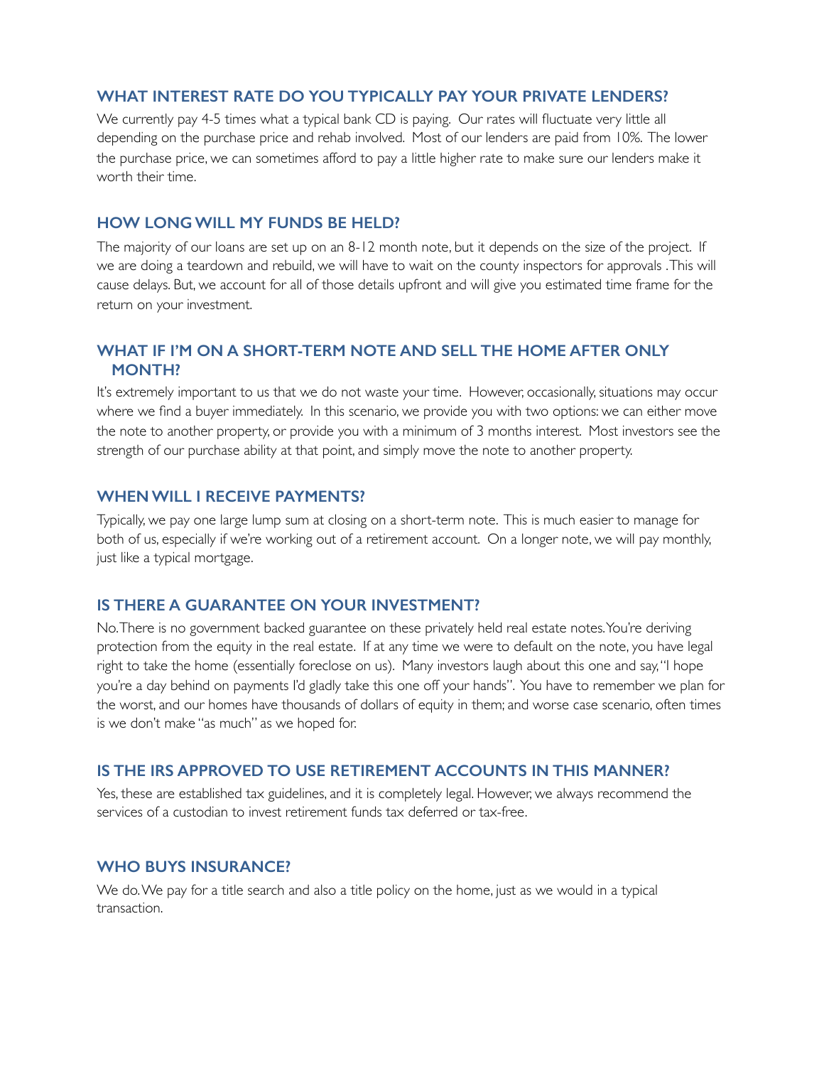## WHAT INTEREST RATE DO YOU TYPICALLY PAY YOUR PRIVATE LENDERS?

We currently pay 4-5 times what a typical bank CD is paying. Our rates will fluctuate very little all depending on the purchase price and rehab involved. Most of our lenders are paid from 10%. The lower the purchase price, we can sometimes afford to pay a little higher rate to make sure our lenders make it worth their time.

## HOW LONG WILL MY FUNDS BE HELD?

The majority of our loans are set up on an 8-12 month note, but it depends on the size of the project. If we are doing a teardown and rebuild, we will have to wait on the county inspectors for approvals . This will cause delays. But, we account for all of those details upfront and will give you estimated time frame for the return on your investment.

## WHAT IF I'M ON A SHORT-TERM NOTE AND SELL THE HOME AFTER ONLY MONTH?

It's extremely important to us that we do not waste your time. However, occasionally, situations may occur where we find a buyer immediately. In this scenario, we provide you with two options: we can either move the note to another property, or provide you with a minimum of 3 months interest. Most investors see the strength of our purchase ability at that point, and simply move the note to another property.

## WHEN WILL I RECEIVE PAYMENTS?

Typically, we pay one large lump sum at closing on a short-term note. This is much easier to manage for both of us, especially if we're working out of a retirement account. On a longer note, we will pay monthly, just like a typical mortgage.

## IS THERE A GUARANTEE ON YOUR INVESTMENT?

No. There is no government backed guarantee on these privately held real estate notes. You're deriving protection from the equity in the real estate. If at any time we were to default on the note, you have legal right to take the home (essentially foreclose on us). Many investors laugh about this one and say, "I hope you're a day behind on payments I'd gladly take this one off your hands". You have to remember we plan for the worst, and our homes have thousands of dollars of equity in them; and worse case scenario, often times is we don't make "as much" as we hoped for.

## IS THE IRS APPROVED TO USE RETIREMENT ACCOUNTS IN THIS MANNER?

Yes, these are established tax guidelines, and it is completely legal. However, we always recommend the services of a custodian to invest retirement funds tax deferred or tax-free.

## WHO BUYS INSURANCE?

We do. We pay for a title search and also a title policy on the home, just as we would in a typical transaction.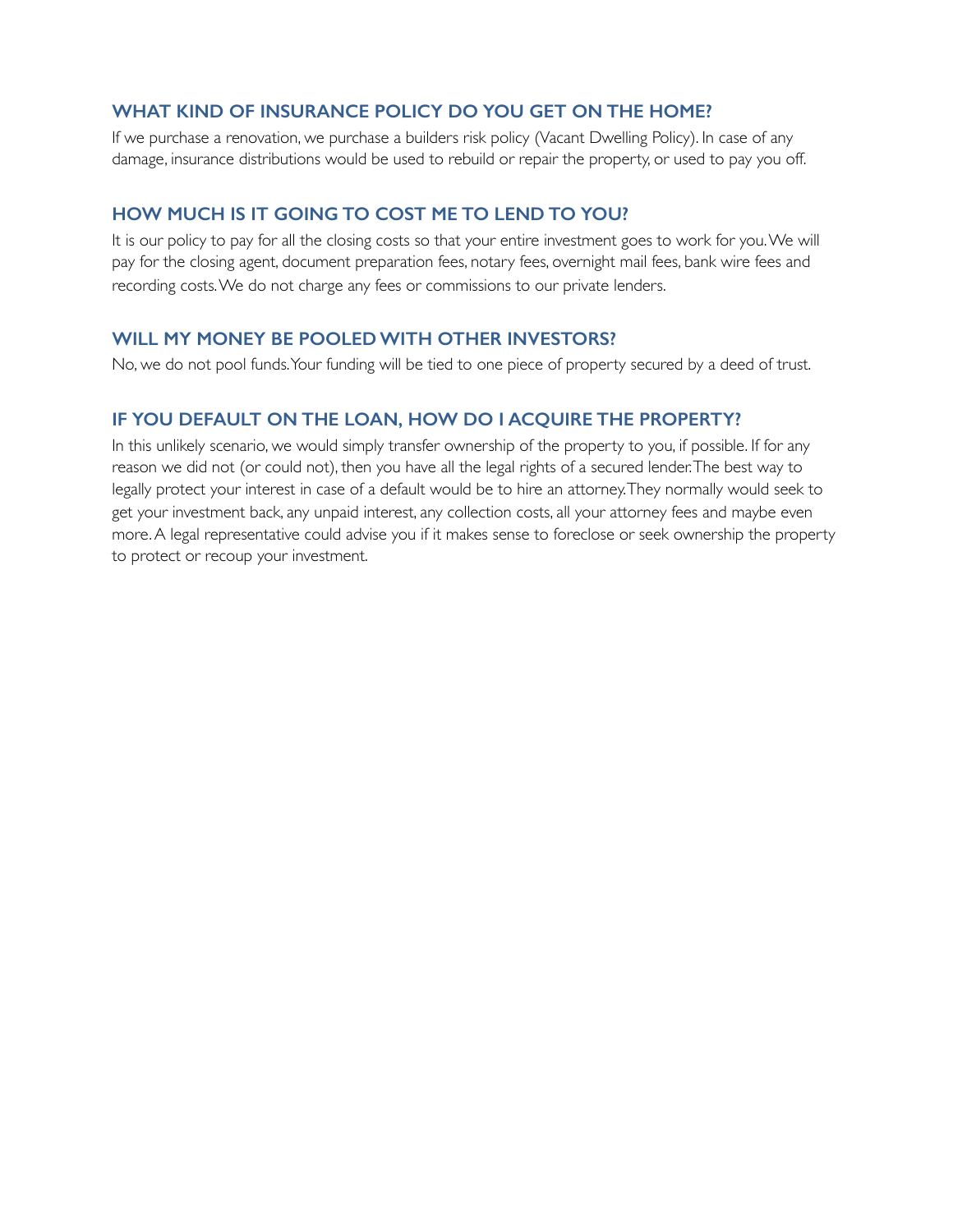## WHAT KIND OF INSURANCE POLICY DO YOU GET ON THE HOME?

If we purchase a renovation, we purchase a builders risk policy (Vacant Dwelling Policy). In case of any damage, insurance distributions would be used to rebuild or repair the property, or used to pay you off.

## HOW MUCH IS IT GOING TO COST ME TO LEND TO YOU?

It is our policy to pay for all the closing costs so that your entire investment goes to work for you. We will pay for the closing agent, document preparation fees, notary fees, overnight mail fees, bank wire fees and recording costs. We do not charge any fees or commissions to our private lenders.

## WILL MY MONEY BE POOLED WITH OTHER INVESTORS?

No, we do not pool funds. Your funding will be tied to one piece of property secured by a deed of trust.

## IF YOU DEFAULT ON THE LOAN, HOW DO I ACQUIRE THE PROPERTY?

In this unlikely scenario, we would simply transfer ownership of the property to you, if possible. If for any reason we did not (or could not), then you have all the legal rights of a secured lender. The best way to legally protect your interest in case of a default would be to hire an attorney. They normally would seek to get your investment back, any unpaid interest, any collection costs, all your attorney fees and maybe even more. A legal representative could advise you if it makes sense to foreclose or seek ownership the property to protect or recoup your investment.